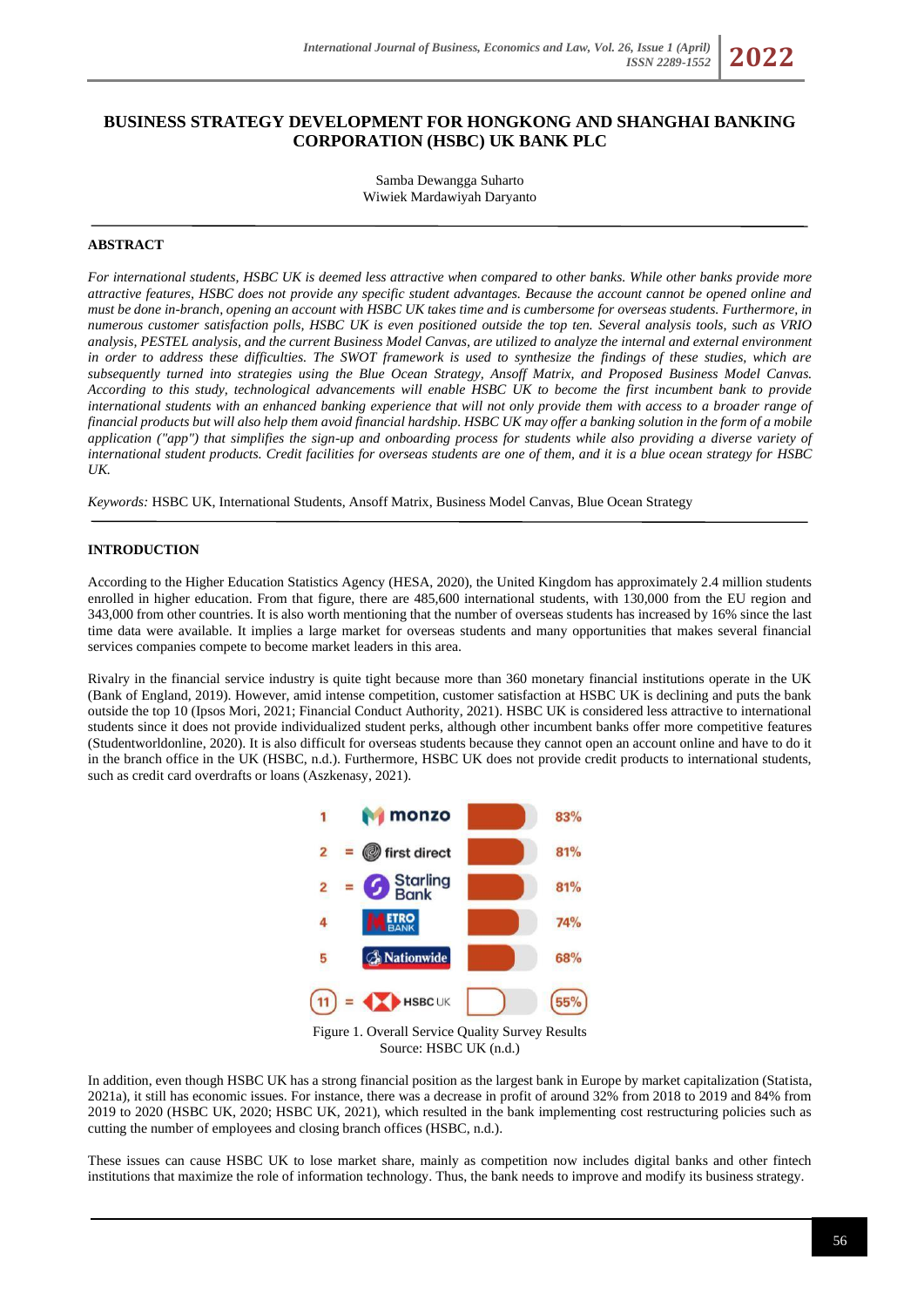# BUSINESS STRATEGY DEVELOPMENT FOR HONGKONG AND SHANGHAI BANKING CORPORATION (HSBC) UK BANK PLC

Samba Dewangga Suharto
Wiwiek Mardawiyah Daryanto

## ABSTRACT

*For international students, HSBC UK is deemed less attractive when compared to other banks. While other banks provide more attractive features, HSBC does not provide any specific student advantages. Because the account cannot be opened online and must be done in-branch, opening an account with HSBC UK takes time and is cumbersome for overseas students. Furthermore, in numerous customer satisfaction polls, HSBC UK is even positioned outside the top ten. Several analysis tools, such as VRIO analysis, PESTEL analysis, and the current Business Model Canvas, are utilized to analyze the internal and external environment in order to address these difficulties. The SWOT framework is used to synthesize the findings of these studies, which are subsequently turned into strategies using the Blue Ocean Strategy, Ansoff Matrix, and Proposed Business Model Canvas. According to this study, technological advancements will enable HSBC UK to become the first incumbent bank to provide international students with an enhanced banking experience that will not only provide them with access to a broader range of financial products but will also help them avoid financial hardship. HSBC UK may offer a banking solution in the form of a mobile application ("app") that simplifies the sign-up and onboarding process for students while also providing a diverse variety of international student products. Credit facilities for overseas students are one of them, and it is a blue ocean strategy for HSBC UK.*

*Keywords:* HSBC UK, International Students, Ansoff Matrix, Business Model Canvas, Blue Ocean Strategy

## INTRODUCTION

According to the Higher Education Statistics Agency (HESA, 2020), the United Kingdom has approximately 2.4 million students enrolled in higher education. From that figure, there are 485,600 international students, with 130,000 from the EU region and 343,000 from other countries. It is also worth mentioning that the number of overseas students has increased by 16% since the last time data were available. It implies a large market for overseas students and many opportunities that makes several financial services companies compete to become market leaders in this area.

Rivalry in the financial service industry is quite tight because more than 360 monetary financial institutions operate in the UK (Bank of England, 2019). However, amid intense competition, customer satisfaction at HSBC UK is declining and puts the bank outside the top 10 (Ipsos Mori, 2021; Financial Conduct Authority, 2021). HSBC UK is considered less attractive to international students since it does not provide individualized student perks, although other incumbent banks offer more competitive features (Studentworldonline, 2020). It is also difficult for overseas students because they cannot open an account online and have to do it in the branch office in the UK (HSBC, n.d.). Furthermore, HSBC UK does not provide credit products to international students, such as credit card overdrafts or loans (Aszkenasy, 2021).

| Rank | Bank | Score |
|---|---|---|
| 1 | monzo | 83% |
| 2 = | first direct | 81% |
| 2 = | Starling Bank | 81% |
| 4 | Metro Bank | 74% |
| 5 | Nationwide | 68% |
| 11 = | HSBC UK | 55% |

Figure 1. Overall Service Quality Survey Results
Source: HSBC UK (n.d.)

In addition, even though HSBC UK has a strong financial position as the largest bank in Europe by market capitalization (Statista, 2021a), it still has economic issues. For instance, there was a decrease in profit of around 32% from 2018 to 2019 and 84% from 2019 to 2020 (HSBC UK, 2020; HSBC UK, 2021), which resulted in the bank implementing cost restructuring policies such as cutting the number of employees and closing branch offices (HSBC, n.d.).

These issues can cause HSBC UK to lose market share, mainly as competition now includes digital banks and other fintech institutions that maximize the role of information technology. Thus, the bank needs to improve and modify its business strategy.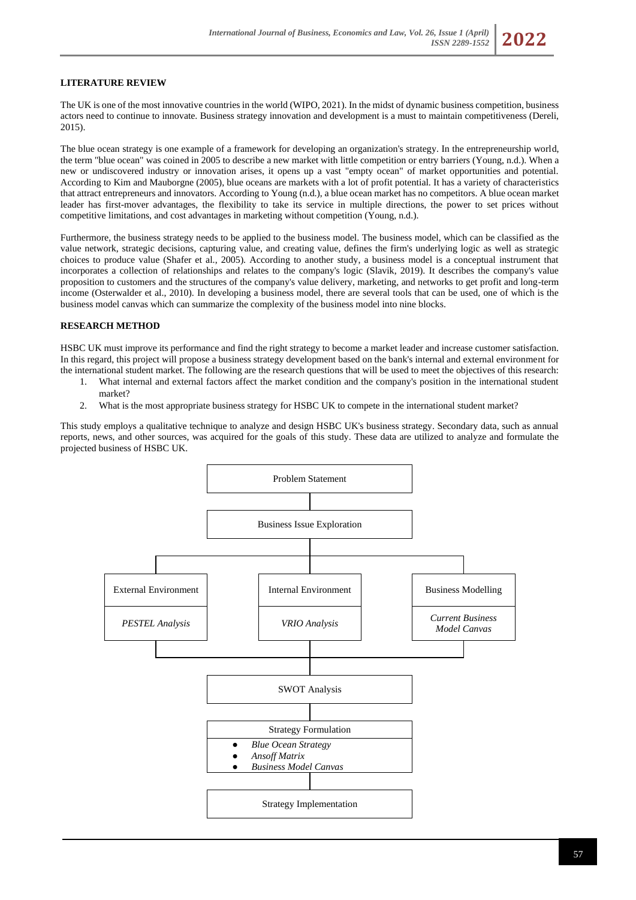## LITERATURE REVIEW

The UK is one of the most innovative countries in the world (WIPO, 2021). In the midst of dynamic business competition, business actors need to continue to innovate. Business strategy innovation and development is a must to maintain competitiveness (Dereli, 2015).

The blue ocean strategy is one example of a framework for developing an organization's strategy. In the entrepreneurship world, the term "blue ocean" was coined in 2005 to describe a new market with little competition or entry barriers (Young, n.d.). When a new or undiscovered industry or innovation arises, it opens up a vast "empty ocean" of market opportunities and potential. According to Kim and Mauborgne (2005), blue oceans are markets with a lot of profit potential. It has a variety of characteristics that attract entrepreneurs and innovators. According to Young (n.d.), a blue ocean market has no competitors. A blue ocean market leader has first-mover advantages, the flexibility to take its service in multiple directions, the power to set prices without competitive limitations, and cost advantages in marketing without competition (Young, n.d.).

Furthermore, the business strategy needs to be applied to the business model. The business model, which can be classified as the value network, strategic decisions, capturing value, and creating value, defines the firm's underlying logic as well as strategic choices to produce value (Shafer et al., 2005). According to another study, a business model is a conceptual instrument that incorporates a collection of relationships and relates to the company's logic (Slavik, 2019). It describes the company's value proposition to customers and the structures of the company's value delivery, marketing, and networks to get profit and long-term income (Osterwalder et al., 2010). In developing a business model, there are several tools that can be used, one of which is the business model canvas which can summarize the complexity of the business model into nine blocks.

## RESEARCH METHOD

HSBC UK must improve its performance and find the right strategy to become a market leader and increase customer satisfaction. In this regard, this project will propose a business strategy development based on the bank's internal and external environment for the international student market. The following are the research questions that will be used to meet the objectives of this research:

1. What internal and external factors affect the market condition and the company's position in the international student market?
2. What is the most appropriate business strategy for HSBC UK to compete in the international student market?

This study employs a qualitative technique to analyze and design HSBC UK's business strategy. Secondary data, such as annual reports, news, and other sources, was acquired for the goals of this study. These data are utilized to analyze and formulate the projected business of HSBC UK.

Problem Statement

Business Issue Exploration

| External Environment | Internal Environment | Business Modelling |
|---|---|---|
| *PESTEL Analysis* | *VRIO Analysis* | *Current Business Model Canvas* |

SWOT Analysis

Strategy Formulation
- *Blue Ocean Strategy*
- *Ansoff Matrix*
- *Business Model Canvas*

Strategy Implementation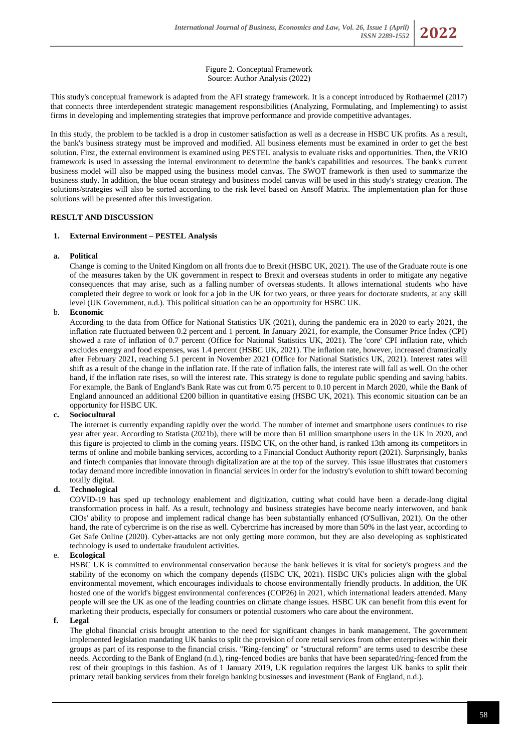Figure 2. Conceptual Framework
Source: Author Analysis (2022)

This study's conceptual framework is adapted from the AFI strategy framework. It is a concept introduced by Rothaermel (2017) that connects three interdependent strategic management responsibilities (Analyzing, Formulating, and Implementing) to assist firms in developing and implementing strategies that improve performance and provide competitive advantages.

In this study, the problem to be tackled is a drop in customer satisfaction as well as a decrease in HSBC UK profits. As a result, the bank's business strategy must be improved and modified. All business elements must be examined in order to get the best solution. First, the external environment is examined using PESTEL analysis to evaluate risks and opportunities. Then, the VRIO framework is used in assessing the internal environment to determine the bank's capabilities and resources. The bank's current business model will also be mapped using the business model canvas. The SWOT framework is then used to summarize the business study. In addition, the blue ocean strategy and business model canvas will be used in this study's strategy creation. The solutions/strategies will also be sorted according to the risk level based on Ansoff Matrix. The implementation plan for those solutions will be presented after this investigation.

## RESULT AND DISCUSSION

### 1. External Environment – PESTEL Analysis

**a. Political**

Change is coming to the United Kingdom on all fronts due to Brexit (HSBC UK, 2021). The use of the Graduate route is one of the measures taken by the UK government in respect to Brexit and overseas students in order to mitigate any negative consequences that may arise, such as a falling number of overseas students. It allows international students who have completed their degree to work or look for a job in the UK for two years, or three years for doctorate students, at any skill level (UK Government, n.d.). This political situation can be an opportunity for HSBC UK.

**b. Economic**

According to the data from Office for National Statistics UK (2021), during the pandemic era in 2020 to early 2021, the inflation rate fluctuated between 0.2 percent and 1 percent. In January 2021, for example, the Consumer Price Index (CPI) showed a rate of inflation of 0.7 percent (Office for National Statistics UK, 2021). The 'core' CPI inflation rate, which excludes energy and food expenses, was 1.4 percent (HSBC UK, 2021). The inflation rate, however, increased dramatically after February 2021, reaching 5.1 percent in November 2021 (Office for National Statistics UK, 2021). Interest rates will shift as a result of the change in the inflation rate. If the rate of inflation falls, the interest rate will fall as well. On the other hand, if the inflation rate rises, so will the interest rate. This strategy is done to regulate public spending and saving habits. For example, the Bank of England's Bank Rate was cut from 0.75 percent to 0.10 percent in March 2020, while the Bank of England announced an additional £200 billion in quantitative easing (HSBC UK, 2021). This economic situation can be an opportunity for HSBC UK.

**c. Sociocultural**

The internet is currently expanding rapidly over the world. The number of internet and smartphone users continues to rise year after year. According to Statista (2021b), there will be more than 61 million smartphone users in the UK in 2020, and this figure is projected to climb in the coming years. HSBC UK, on the other hand, is ranked 13th among its competitors in terms of online and mobile banking services, according to a Financial Conduct Authority report (2021). Surprisingly, banks and fintech companies that innovate through digitalization are at the top of the survey. This issue illustrates that customers today demand more incredible innovation in financial services in order for the industry's evolution to shift toward becoming totally digital.

**d. Technological**

COVID-19 has sped up technology enablement and digitization, cutting what could have been a decade-long digital transformation process in half. As a result, technology and business strategies have become nearly interwoven, and bank CIOs' ability to propose and implement radical change has been substantially enhanced (O'Sullivan, 2021). On the other hand, the rate of cybercrime is on the rise as well. Cybercrime has increased by more than 50% in the last year, according to Get Safe Online (2020). Cyber-attacks are not only getting more common, but they are also developing as sophisticated technology is used to undertake fraudulent activities.

**e. Ecological**

HSBC UK is committed to environmental conservation because the bank believes it is vital for society's progress and the stability of the economy on which the company depends (HSBC UK, 2021). HSBC UK's policies align with the global environmental movement, which encourages individuals to choose environmentally friendly products. In addition, the UK hosted one of the world's biggest environmental conferences (COP26) in 2021, which international leaders attended. Many people will see the UK as one of the leading countries on climate change issues. HSBC UK can benefit from this event for marketing their products, especially for consumers or potential customers who care about the environment.

**f. Legal**

The global financial crisis brought attention to the need for significant changes in bank management. The government implemented legislation mandating UK banks to split the provision of core retail services from other enterprises within their groups as part of its response to the financial crisis. "Ring-fencing" or "structural reform" are terms used to describe these needs. According to the Bank of England (n.d.), ring-fenced bodies are banks that have been separated/ring-fenced from the rest of their groupings in this fashion. As of 1 January 2019, UK regulation requires the largest UK banks to split their primary retail banking services from their foreign banking businesses and investment (Bank of England, n.d.).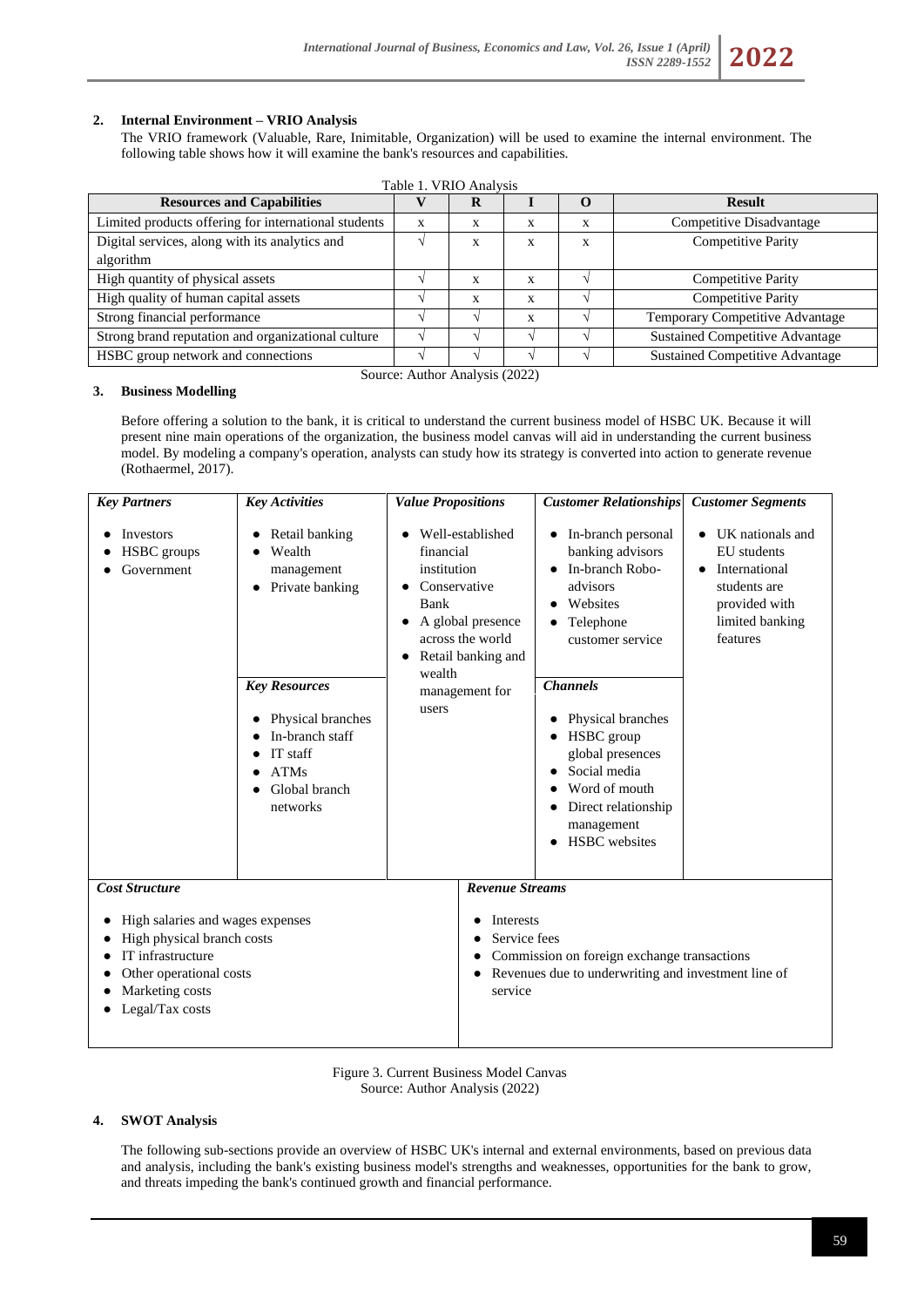## 2. Internal Environment – VRIO Analysis

The VRIO framework (Valuable, Rare, Inimitable, Organization) will be used to examine the internal environment. The following table shows how it will examine the bank's resources and capabilities.

Table 1. VRIO Analysis

| Resources and Capabilities | V | R | I | O | Result |
|---|---|---|---|---|---|
| Limited products offering for international students | x | x | x | x | Competitive Disadvantage |
| Digital services, along with its analytics and algorithm | √ | x | x | x | Competitive Parity |
| High quantity of physical assets | √ | x | x | √ | Competitive Parity |
| High quality of human capital assets | √ | x | x | √ | Competitive Parity |
| Strong financial performance | √ | √ | x | √ | Temporary Competitive Advantage |
| Strong brand reputation and organizational culture | √ | √ | √ | √ | Sustained Competitive Advantage |
| HSBC group network and connections | √ | √ | √ | √ | Sustained Competitive Advantage |

Source: Author Analysis (2022)

## 3. Business Modelling

Before offering a solution to the bank, it is critical to understand the current business model of HSBC UK. Because it will present nine main operations of the organization, the business model canvas will aid in understanding the current business model. By modeling a company's operation, analysts can study how its strategy is converted into action to generate revenue (Rothaermel, 2017).

| *Key Partners* | *Key Activities* | *Value Propositions* | *Customer Relationships* | *Customer Segments* |
|---|---|---|---|---|
| • Investors<br>• HSBC groups<br>• Government | • Retail banking<br>• Wealth management<br>• Private banking | • Well-established financial institution<br>• Conservative Bank<br>• A global presence across the world<br>• Retail banking and wealth management for users | • In-branch personal banking advisors<br>• In-branch Robo-advisors<br>• Websites<br>• Telephone customer service | • UK nationals and EU students<br>• International students are provided with limited banking features |
| | *Key Resources*<br>• Physical branches<br>• In-branch staff<br>• IT staff<br>• ATMs<br>• Global branch networks | | *Channels*<br>• Physical branches<br>• HSBC group global presences<br>• Social media<br>• Word of mouth<br>• Direct relationship management<br>• HSBC websites | |
| *Cost Structure*<br>• High salaries and wages expenses<br>• High physical branch costs<br>• IT infrastructure<br>• Other operational costs<br>• Marketing costs<br>• Legal/Tax costs | | *Revenue Streams*<br>• Interests<br>• Service fees<br>• Commission on foreign exchange transactions<br>• Revenues due to underwriting and investment line of service | | |

Figure 3. Current Business Model Canvas
Source: Author Analysis (2022)

## 4. SWOT Analysis

The following sub-sections provide an overview of HSBC UK's internal and external environments, based on previous data and analysis, including the bank's existing business model's strengths and weaknesses, opportunities for the bank to grow, and threats impeding the bank's continued growth and financial performance.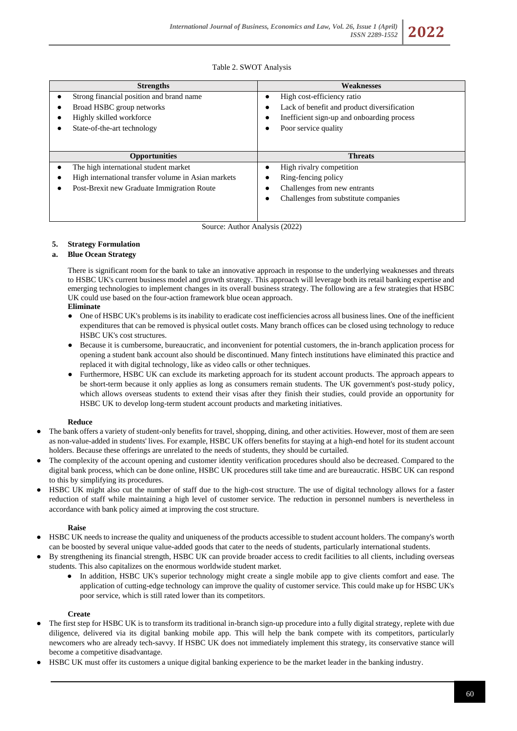Table 2. SWOT Analysis

| Strengths | Weaknesses |
|---|---|
| • Strong financial position and brand name<br>• Broad HSBC group networks<br>• Highly skilled workforce<br>• State-of-the-art technology | • High cost-efficiency ratio<br>• Lack of benefit and product diversification<br>• Inefficient sign-up and onboarding process<br>• Poor service quality |
| **Opportunities** | **Threats** |
| • The high international student market<br>• High international transfer volume in Asian markets<br>• Post-Brexit new Graduate Immigration Route | • High rivalry competition<br>• Ring-fencing policy<br>• Challenges from new entrants<br>• Challenges from substitute companies |

Source: Author Analysis (2022)

## 5. Strategy Formulation

### a. Blue Ocean Strategy

There is significant room for the bank to take an innovative approach in response to the underlying weaknesses and threats to HSBC UK's current business model and growth strategy. This approach will leverage both its retail banking expertise and emerging technologies to implement changes in its overall business strategy. The following are a few strategies that HSBC UK could use based on the four-action framework blue ocean approach.

**Eliminate**

- One of HSBC UK's problems is its inability to eradicate cost inefficiencies across all business lines. One of the inefficient expenditures that can be removed is physical outlet costs. Many branch offices can be closed using technology to reduce HSBC UK's cost structures.
- Because it is cumbersome, bureaucratic, and inconvenient for potential customers, the in-branch application process for opening a student bank account also should be discontinued. Many fintech institutions have eliminated this practice and replaced it with digital technology, like as video calls or other techniques.
- Furthermore, HSBC UK can exclude its marketing approach for its student account products. The approach appears to be short-term because it only applies as long as consumers remain students. The UK government's post-study policy, which allows overseas students to extend their visas after they finish their studies, could provide an opportunity for HSBC UK to develop long-term student account products and marketing initiatives.

**Reduce**

- The bank offers a variety of student-only benefits for travel, shopping, dining, and other activities. However, most of them are seen as non-value-added in students' lives. For example, HSBC UK offers benefits for staying at a high-end hotel for its student account holders. Because these offerings are unrelated to the needs of students, they should be curtailed.
- The complexity of the account opening and customer identity verification procedures should also be decreased. Compared to the digital bank process, which can be done online, HSBC UK procedures still take time and are bureaucratic. HSBC UK can respond to this by simplifying its procedures.
- HSBC UK might also cut the number of staff due to the high-cost structure. The use of digital technology allows for a faster reduction of staff while maintaining a high level of customer service. The reduction in personnel numbers is nevertheless in accordance with bank policy aimed at improving the cost structure.

**Raise**

- HSBC UK needs to increase the quality and uniqueness of the products accessible to student account holders. The company's worth can be boosted by several unique value-added goods that cater to the needs of students, particularly international students.
- By strengthening its financial strength, HSBC UK can provide broader access to credit facilities to all clients, including overseas students. This also capitalizes on the enormous worldwide student market.
  - In addition, HSBC UK's superior technology might create a single mobile app to give clients comfort and ease. The application of cutting-edge technology can improve the quality of customer service. This could make up for HSBC UK's poor service, which is still rated lower than its competitors.

**Create**

- The first step for HSBC UK is to transform its traditional in-branch sign-up procedure into a fully digital strategy, replete with due diligence, delivered via its digital banking mobile app. This will help the bank compete with its competitors, particularly newcomers who are already tech-savvy. If HSBC UK does not immediately implement this strategy, its conservative stance will become a competitive disadvantage.
- HSBC UK must offer its customers a unique digital banking experience to be the market leader in the banking industry.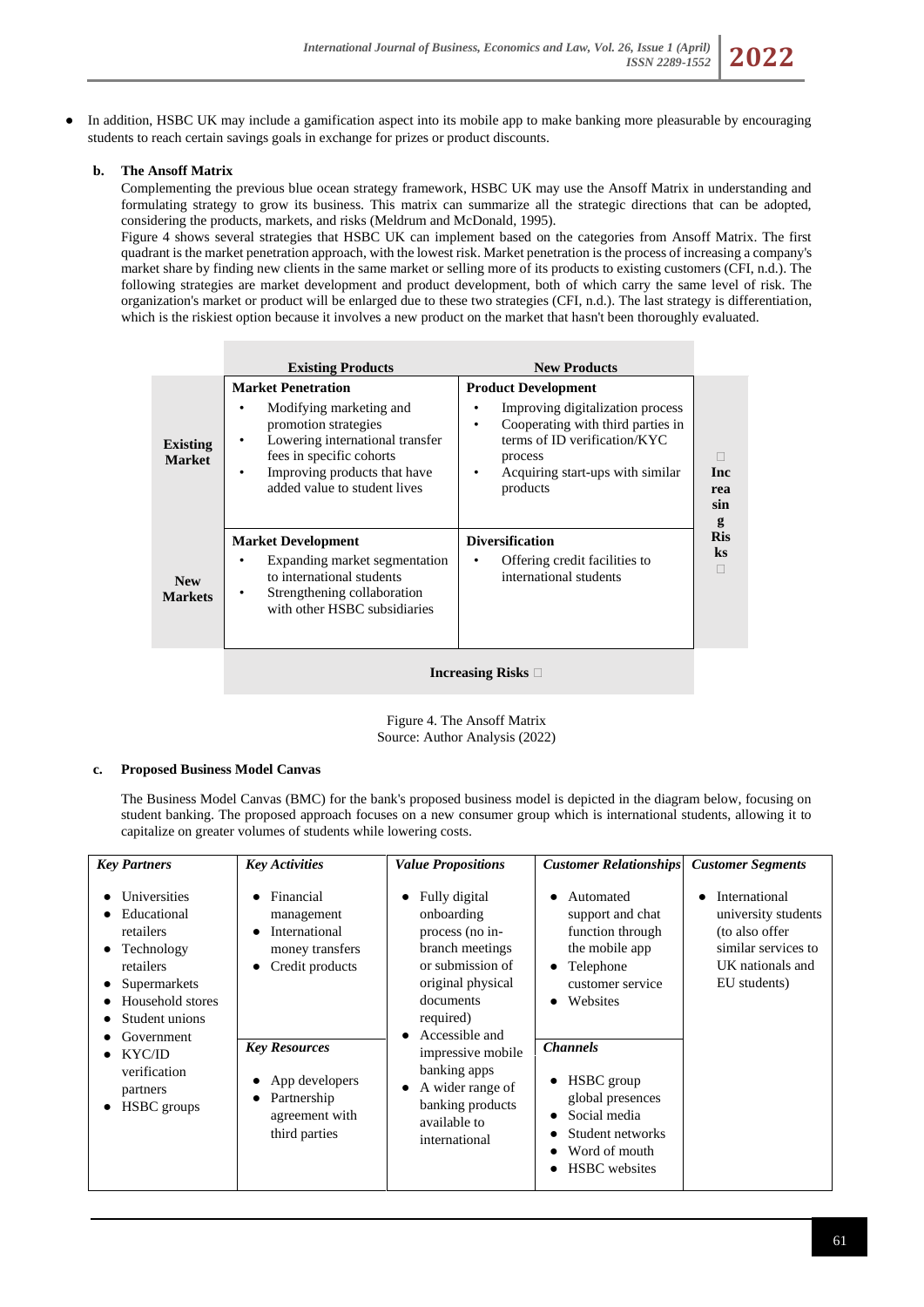- In addition, HSBC UK may include a gamification aspect into its mobile app to make banking more pleasurable by encouraging students to reach certain savings goals in exchange for prizes or product discounts.

**b. The Ansoff Matrix**

Complementing the previous blue ocean strategy framework, HSBC UK may use the Ansoff Matrix in understanding and formulating strategy to grow its business. This matrix can summarize all the strategic directions that can be adopted, considering the products, markets, and risks (Meldrum and McDonald, 1995).

Figure 4 shows several strategies that HSBC UK can implement based on the categories from Ansoff Matrix. The first quadrant is the market penetration approach, with the lowest risk. Market penetration is the process of increasing a company's market share by finding new clients in the same market or selling more of its products to existing customers (CFI, n.d.). The following strategies are market development and product development, both of which carry the same level of risk. The organization's market or product will be enlarged due to these two strategies (CFI, n.d.). The last strategy is differentiation, which is the riskiest option because it involves a new product on the market that hasn't been thoroughly evaluated.

| | Existing Products | New Products | |
|---|---|---|---|
| **Existing Market** | **Market Penetration**<br>• Modifying marketing and promotion strategies<br>• Lowering international transfer fees in specific cohorts<br>• Improving products that have added value to student lives | **Product Development**<br>• Improving digitalization process<br>• Cooperating with third parties in terms of ID verification/KYC process<br>• Acquiring start-ups with similar products | **Increasing Risks** |
| **New Markets** | **Market Development**<br>• Expanding market segmentation to international students<br>• Strengthening collaboration with other HSBC subsidiaries | **Diversification**<br>• Offering credit facilities to international students | |
| | **Increasing Risks** | | |

Figure 4. The Ansoff Matrix
Source: Author Analysis (2022)

**c. Proposed Business Model Canvas**

The Business Model Canvas (BMC) for the bank's proposed business model is depicted in the diagram below, focusing on student banking. The proposed approach focuses on a new consumer group which is international students, allowing it to capitalize on greater volumes of students while lowering costs.

| *Key Partners* | *Key Activities* | *Value Propositions* | *Customer Relationships* | *Customer Segments* |
|---|---|---|---|---|
| • Universities<br>• Educational retailers<br>• Technology retailers<br>• Supermarkets<br>• Household stores<br>• Student unions<br>• Government<br>• KYC/ID verification partners<br>• HSBC groups | • Financial management<br>• International money transfers<br>• Credit products<br><br>***Key Resources***<br>• App developers<br>• Partnership agreement with third parties | • Fully digital onboarding process (no in-branch meetings or submission of original physical documents required)<br>• Accessible and impressive mobile banking apps<br>• A wider range of banking products available to international | • Automated support and chat function through the mobile app<br>• Telephone customer service<br>• Websites<br><br>***Channels***<br>• HSBC group global presences<br>• Social media<br>• Student networks<br>• Word of mouth<br>• HSBC websites | • International university students (to also offer similar services to UK nationals and EU students) |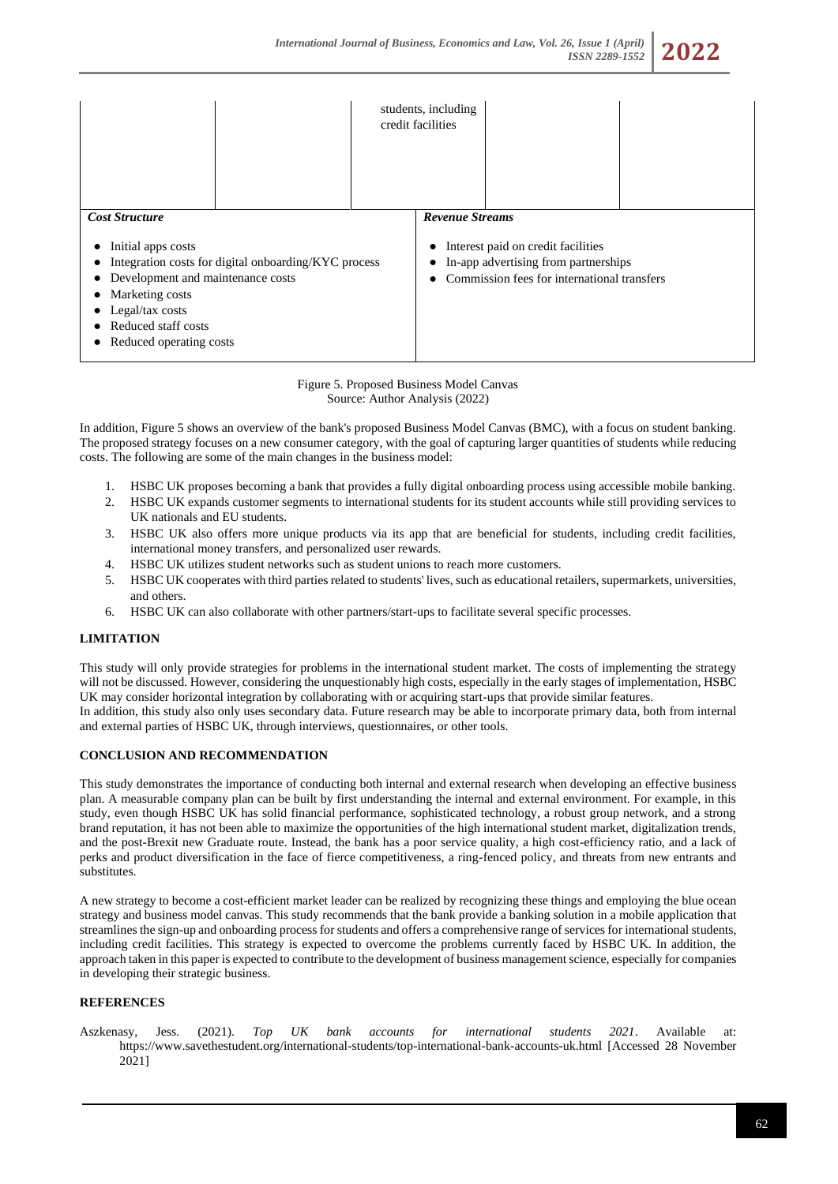| | | students, including credit facilities | | |
|---|---|---|---|---|

| *Cost Structure* | *Revenue Streams* |
|---|---|
| • Initial apps costs<br>• Integration costs for digital onboarding/KYC process<br>• Development and maintenance costs<br>• Marketing costs<br>• Legal/tax costs<br>• Reduced staff costs<br>• Reduced operating costs | • Interest paid on credit facilities<br>• In-app advertising from partnerships<br>• Commission fees for international transfers |

Figure 5. Proposed Business Model Canvas
Source: Author Analysis (2022)

In addition, Figure 5 shows an overview of the bank's proposed Business Model Canvas (BMC), with a focus on student banking. The proposed strategy focuses on a new consumer category, with the goal of capturing larger quantities of students while reducing costs. The following are some of the main changes in the business model:

1. HSBC UK proposes becoming a bank that provides a fully digital onboarding process using accessible mobile banking.
2. HSBC UK expands customer segments to international students for its student accounts while still providing services to UK nationals and EU students.
3. HSBC UK also offers more unique products via its app that are beneficial for students, including credit facilities, international money transfers, and personalized user rewards.
4. HSBC UK utilizes student networks such as student unions to reach more customers.
5. HSBC UK cooperates with third parties related to students' lives, such as educational retailers, supermarkets, universities, and others.
6. HSBC UK can also collaborate with other partners/start-ups to facilitate several specific processes.

## LIMITATION

This study will only provide strategies for problems in the international student market. The costs of implementing the strategy will not be discussed. However, considering the unquestionably high costs, especially in the early stages of implementation, HSBC UK may consider horizontal integration by collaborating with or acquiring start-ups that provide similar features.
In addition, this study also only uses secondary data. Future research may be able to incorporate primary data, both from internal and external parties of HSBC UK, through interviews, questionnaires, or other tools.

## CONCLUSION AND RECOMMENDATION

This study demonstrates the importance of conducting both internal and external research when developing an effective business plan. A measurable company plan can be built by first understanding the internal and external environment. For example, in this study, even though HSBC UK has solid financial performance, sophisticated technology, a robust group network, and a strong brand reputation, it has not been able to maximize the opportunities of the high international student market, digitalization trends, and the post-Brexit new Graduate route. Instead, the bank has a poor service quality, a high cost-efficiency ratio, and a lack of perks and product diversification in the face of fierce competitiveness, a ring-fenced policy, and threats from new entrants and substitutes.

A new strategy to become a cost-efficient market leader can be realized by recognizing these things and employing the blue ocean strategy and business model canvas. This study recommends that the bank provide a banking solution in a mobile application that streamlines the sign-up and onboarding process for students and offers a comprehensive range of services for international students, including credit facilities. This strategy is expected to overcome the problems currently faced by HSBC UK. In addition, the approach taken in this paper is expected to contribute to the development of business management science, especially for companies in developing their strategic business.

## REFERENCES

Aszkenasy, Jess. (2021). *Top UK bank accounts for international students 2021*. Available at: https://www.savethestudent.org/international-students/top-international-bank-accounts-uk.html [Accessed 28 November 2021]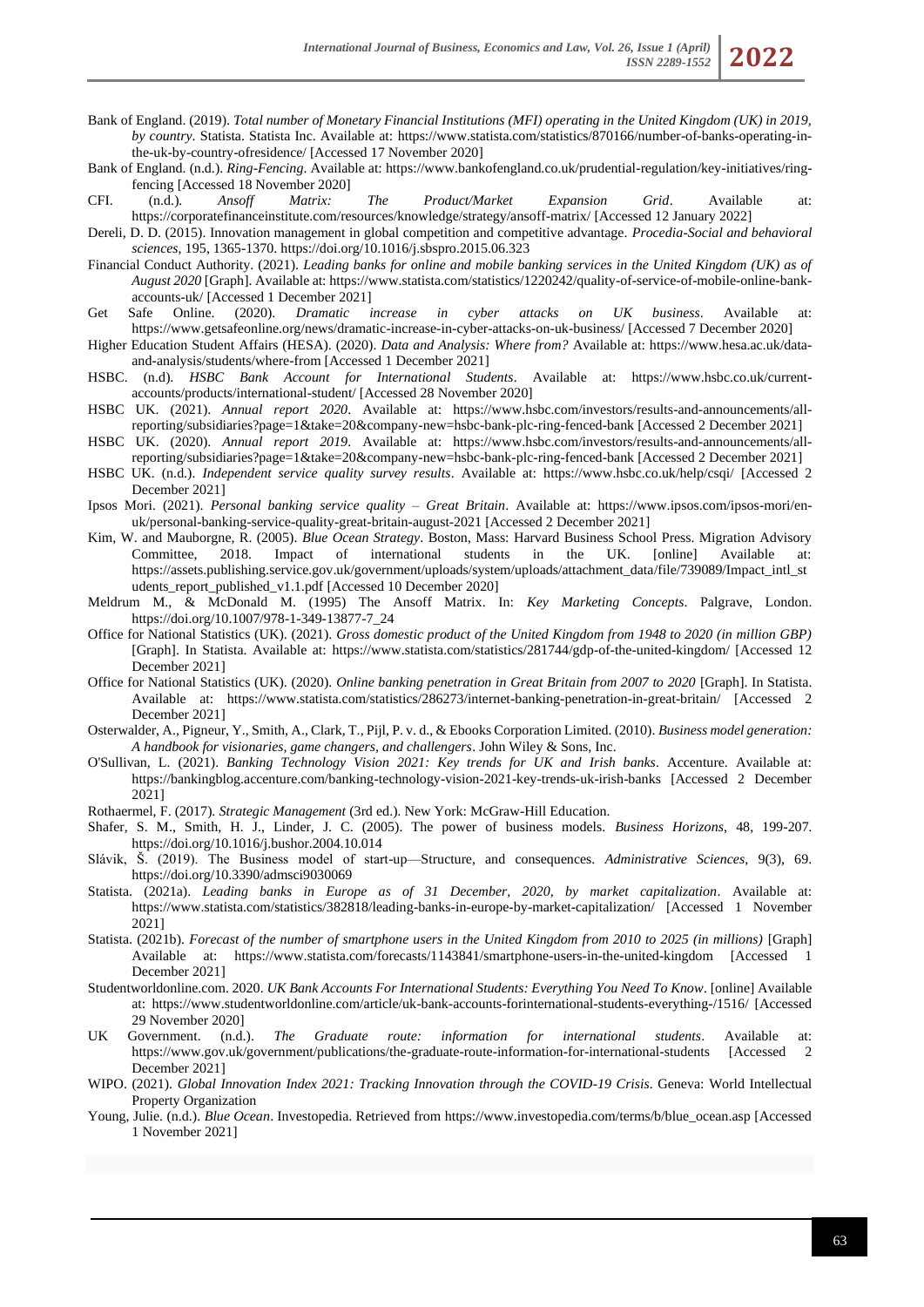Bank of England. (2019). *Total number of Monetary Financial Institutions (MFI) operating in the United Kingdom (UK) in 2019, by country.* Statista. Statista Inc. Available at: https://www.statista.com/statistics/870166/number-of-banks-operating-in-the-uk-by-country-ofresidence/ [Accessed 17 November 2020]

Bank of England. (n.d.). *Ring-Fencing*. Available at: https://www.bankofengland.co.uk/prudential-regulation/key-initiatives/ring-fencing [Accessed 18 November 2020]

CFI. (n.d.). *Ansoff Matrix: The Product/Market Expansion Grid*. Available at: https://corporatefinanceinstitute.com/resources/knowledge/strategy/ansoff-matrix/ [Accessed 12 January 2022]

Dereli, D. D. (2015). Innovation management in global competition and competitive advantage. *Procedia-Social and behavioral sciences*, 195, 1365-1370. https://doi.org/10.1016/j.sbspro.2015.06.323

Financial Conduct Authority. (2021). *Leading banks for online and mobile banking services in the United Kingdom (UK) as of August 2020* [Graph]. Available at: https://www.statista.com/statistics/1220242/quality-of-service-of-mobile-online-bank-accounts-uk/ [Accessed 1 December 2021]

Get Safe Online. (2020). *Dramatic increase in cyber attacks on UK business*. Available at: https://www.getsafeonline.org/news/dramatic-increase-in-cyber-attacks-on-uk-business/ [Accessed 7 December 2020]

Higher Education Student Affairs (HESA). (2020). *Data and Analysis: Where from?* Available at: https://www.hesa.ac.uk/data-and-analysis/students/where-from [Accessed 1 December 2021]

HSBC. (n.d). *HSBC Bank Account for International Students*. Available at: https://www.hsbc.co.uk/current-accounts/products/international-student/ [Accessed 28 November 2020]

HSBC UK. (2021). *Annual report 2020*. Available at: https://www.hsbc.com/investors/results-and-announcements/all-reporting/subsidiaries?page=1&take=20&company-new=hsbc-bank-plc-ring-fenced-bank [Accessed 2 December 2021]

HSBC UK. (2020). *Annual report 2019*. Available at: https://www.hsbc.com/investors/results-and-announcements/all-reporting/subsidiaries?page=1&take=20&company-new=hsbc-bank-plc-ring-fenced-bank [Accessed 2 December 2021]

HSBC UK. (n.d.). *Independent service quality survey results*. Available at: https://www.hsbc.co.uk/help/csqi/ [Accessed 2 December 2021]

Ipsos Mori. (2021). *Personal banking service quality – Great Britain*. Available at: https://www.ipsos.com/ipsos-mori/en-uk/personal-banking-service-quality-great-britain-august-2021 [Accessed 2 December 2021]

Kim, W. and Mauborgne, R. (2005). *Blue Ocean Strategy*. Boston, Mass: Harvard Business School Press. Migration Advisory Committee, 2018. Impact of international students in the UK. [online] Available at: https://assets.publishing.service.gov.uk/government/uploads/system/uploads/attachment_data/file/739089/Impact_intl_students_report_published_v1.1.pdf [Accessed 10 December 2020]

Meldrum M., & McDonald M. (1995) The Ansoff Matrix. In: *Key Marketing Concepts*. Palgrave, London. https://doi.org/10.1007/978-1-349-13877-7_24

Office for National Statistics (UK). (2021). *Gross domestic product of the United Kingdom from 1948 to 2020 (in million GBP)* [Graph]. In Statista. Available at: https://www.statista.com/statistics/281744/gdp-of-the-united-kingdom/ [Accessed 12 December 2021]

Office for National Statistics (UK). (2020). *Online banking penetration in Great Britain from 2007 to 2020* [Graph]. In Statista. Available at: https://www.statista.com/statistics/286273/internet-banking-penetration-in-great-britain/ [Accessed 2 December 2021]

Osterwalder, A., Pigneur, Y., Smith, A., Clark, T., Pijl, P. v. d., & Ebooks Corporation Limited. (2010). *Business model generation: A handbook for visionaries, game changers, and challengers*. John Wiley & Sons, Inc.

O'Sullivan, L. (2021). *Banking Technology Vision 2021: Key trends for UK and Irish banks*. Accenture. Available at: https://bankingblog.accenture.com/banking-technology-vision-2021-key-trends-uk-irish-banks [Accessed 2 December 2021]

Rothaermel, F. (2017). *Strategic Management* (3rd ed.). New York: McGraw-Hill Education.

Shafer, S. M., Smith, H. J., Linder, J. C. (2005). The power of business models. *Business Horizons*, 48, 199-207. https://doi.org/10.1016/j.bushor.2004.10.014

Slávik, Š. (2019). The Business model of start-up—Structure, and consequences. *Administrative Sciences*, 9(3), 69. https://doi.org/10.3390/admsci9030069

Statista. (2021a). *Leading banks in Europe as of 31 December, 2020, by market capitalization*. Available at: https://www.statista.com/statistics/382818/leading-banks-in-europe-by-market-capitalization/ [Accessed 1 November 2021]

Statista. (2021b). *Forecast of the number of smartphone users in the United Kingdom from 2010 to 2025 (in millions)* [Graph] Available at: https://www.statista.com/forecasts/1143841/smartphone-users-in-the-united-kingdom [Accessed 1 December 2021]

Studentworldonline.com. 2020. *UK Bank Accounts For International Students: Everything You Need To Know*. [online] Available at: https://www.studentworldonline.com/article/uk-bank-accounts-forinternational-students-everything-/1516/ [Accessed 29 November 2020]

UK Government. (n.d.). *The Graduate route: information for international students*. Available at: https://www.gov.uk/government/publications/the-graduate-route-information-for-international-students [Accessed 2 December 2021]

WIPO. (2021). *Global Innovation Index 2021: Tracking Innovation through the COVID-19 Crisis*. Geneva: World Intellectual Property Organization

Young, Julie. (n.d.). *Blue Ocean*. Investopedia. Retrieved from https://www.investopedia.com/terms/b/blue_ocean.asp [Accessed 1 November 2021]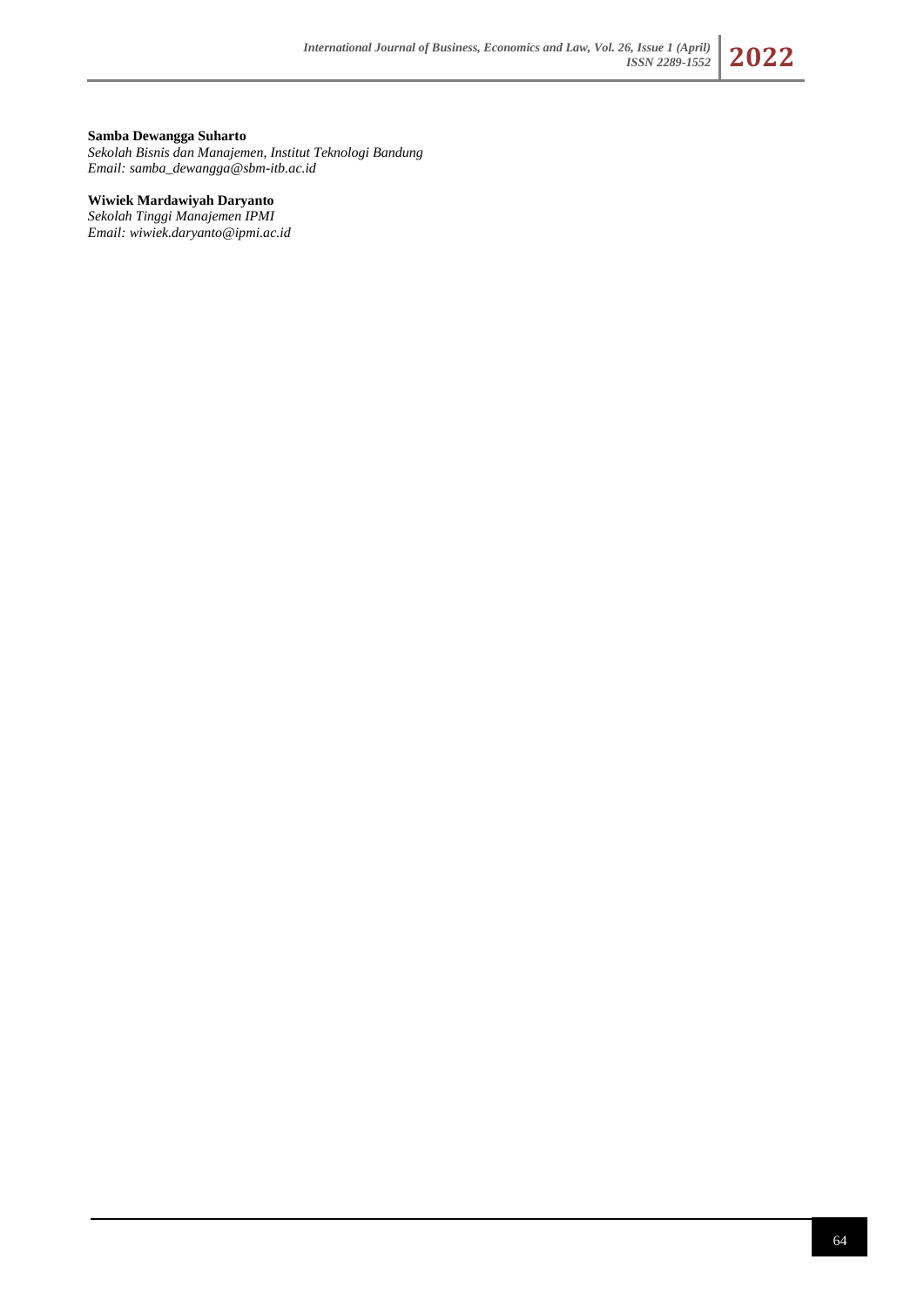**Samba Dewangga Suharto**
*Sekolah Bisnis dan Manajemen, Institut Teknologi Bandung*
*Email: samba_dewangga@sbm-itb.ac.id*

**Wiwiek Mardawiyah Daryanto**
*Sekolah Tinggi Manajemen IPMI*
*Email: wiwiek.daryanto@ipmi.ac.id*